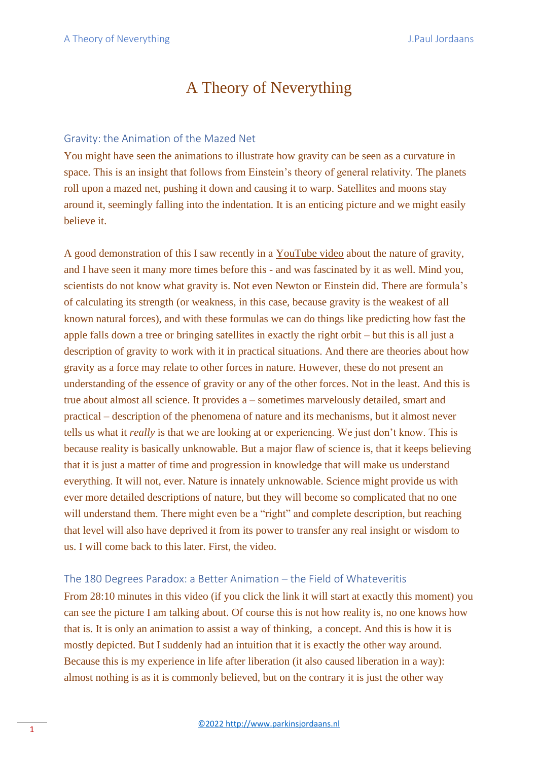# A Theory of Neverything

## Gravity: the Animation of the Mazed Net

You might have seen the animations to illustrate how gravity can be seen as a curvature in space. This is an insight that follows from Einstein's theory of general relativity. The planets roll upon a mazed net, pushing it down and causing it to warp. Satellites and moons stay around it, seemingly falling into the indentation. It is an enticing picture and we might easily believe it.

A good demonstration of this I saw recently in a YouTube video about the nature of gravity, and I have seen it many more times before this - and was fascinated by it as well. Mind you, scientists do not know what gravity is. Not even Newton or Einstein did. There are formula's of calculating its strength (or weakness, in this case, because gravity is the weakest of all known natural forces), and with these formulas we can do things like predicting how fast the apple falls down a tree or bringing satellites in exactly the right orbit – but this is all just a description of gravity to work with it in practical situations. And there are theories about how gravity as a force may relate to other forces in nature. However, these do not present an understanding of the essence of gravity or any of the other forces. Not in the least. And this is true about almost all science. It provides a – sometimes marvelously detailed, smart and practical – description of the phenomena of nature and its mechanisms, but it almost never tells us what it *really* is that we are looking at or experiencing. We just don't know. This is because reality is basically unknowable. But a major flaw of science is, that it keeps believing that it is just a matter of time and progression in knowledge that will make us understand everything. It will not, ever. Nature is innately unknowable. Science might provide us with ever more detailed descriptions of nature, but they will become so complicated that no one will understand them. There might even be a "right" and complete description, but reaching that level will also have deprived it from its power to transfer any real insight or wisdom to us. I will come back to this later. First, the video.

## The 180 Degrees Paradox: a Better Animation – the Field of Whateveritis

From 28:10 minutes in this video (if you click the link it will start at exactly this moment) you can see the picture I am talking about. Of course this is not how reality is, no one knows how that is. It is only an animation to assist a way of thinking, a concept. And this is how it is mostly depicted. But I suddenly had an intuition that it is exactly the other way around. Because this is my experience in life after liberation (it also caused liberation in a way): almost nothing is as it is commonly believed, but on the contrary it is just the other way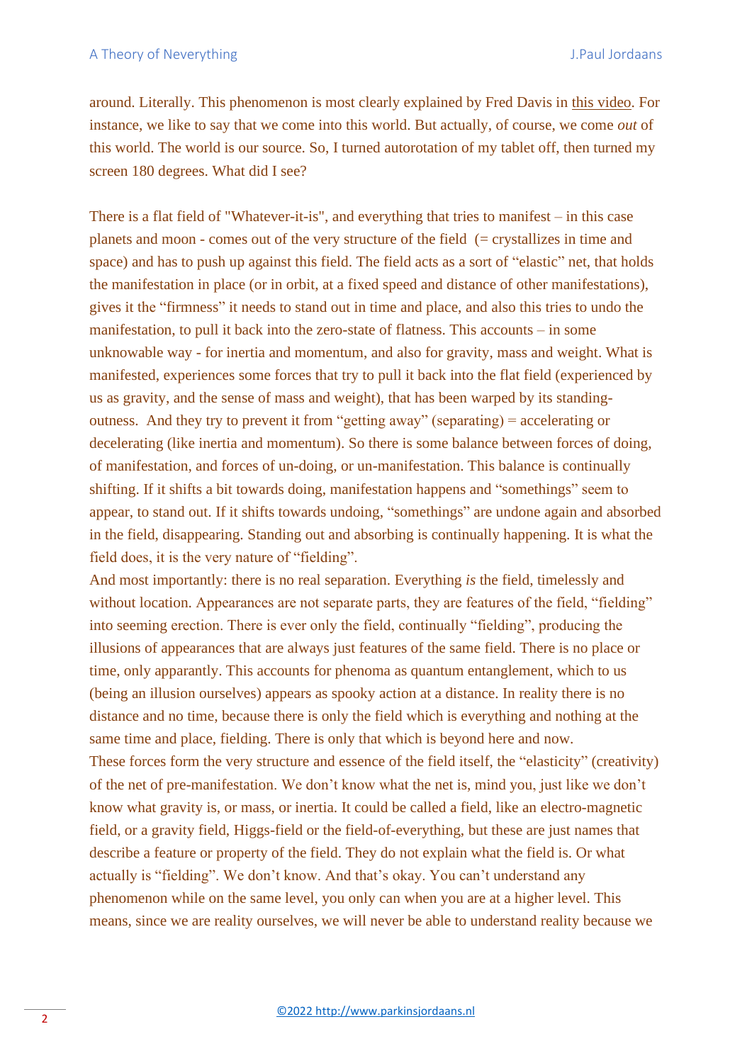around. Literally. This phenomenon is most clearly explained by Fred Davis in this video. For instance, we like to say that we come into this world. But actually, of course, we come *out* of this world. The world is our source. So, I turned autorotation of my tablet off, then turned my screen 180 degrees. What did I see?

There is a flat field of "Whatever-it-is", and everything that tries to manifest – in this case planets and moon - comes out of the very structure of the field (= crystallizes in time and space) and has to push up against this field. The field acts as a sort of "elastic" net, that holds the manifestation in place (or in orbit, at a fixed speed and distance of other manifestations), gives it the "firmness" it needs to stand out in time and place, and also this tries to undo the manifestation, to pull it back into the zero-state of flatness. This accounts – in some unknowable way - for inertia and momentum, and also for gravity, mass and weight. What is manifested, experiences some forces that try to pull it back into the flat field (experienced by us as gravity, and the sense of mass and weight), that has been warped by its standing-outness. And they try to prevent it from "getting away" (separating) = accelerating or decelerating (like inertia and momentum). So there is some balance between forces of doing, of manifestation, and forces of un-doing, or un-manifestation. This balance is continually shifting. If it shifts a bit towards doing, manifestation happens and "somethings" seem to appear, to stand out. If it shifts towards undoing, "somethings" are undone again and absorbed in the field, disappearing. Standing out and absorbing is continually happening. It is what the field does, it is the very nature of "fielding".

And most importantly: there is no real separation. Everything *is* the field, timelessly and without location. Appearances are not separate parts, they are features of the field, "fielding" into seeming erection. There is ever only the field, continually "fielding", producing the illusions of appearances that are always just features of the same field. There is no place or time, only apparantly. This accounts for phenoma as quantum entanglement, which to us (being an illusion ourselves) appears as spooky action at a distance. In reality there is no distance and no time, because there is only the field which is everything and nothing at the same time and place, fielding. There is only that which is beyond here and now.

These forces form the very structure and essence of the field itself, the "elasticity" (creativity) of the net of pre-manifestation. We don't know what the net is, mind you, just like we don't know what gravity is, or mass, or inertia. It could be called a field, like an electro-magnetic field, or a gravity field, Higgs-field or the field-of-everything, but these are just names that describe a feature or property of the field. They do not explain what the field is. Or what actually is "fielding". We don't know. And that's okay. You can't understand any phenomenon while on the same level, you only can when you are at a higher level. This means, since we are reality ourselves, we will never be able to understand reality because we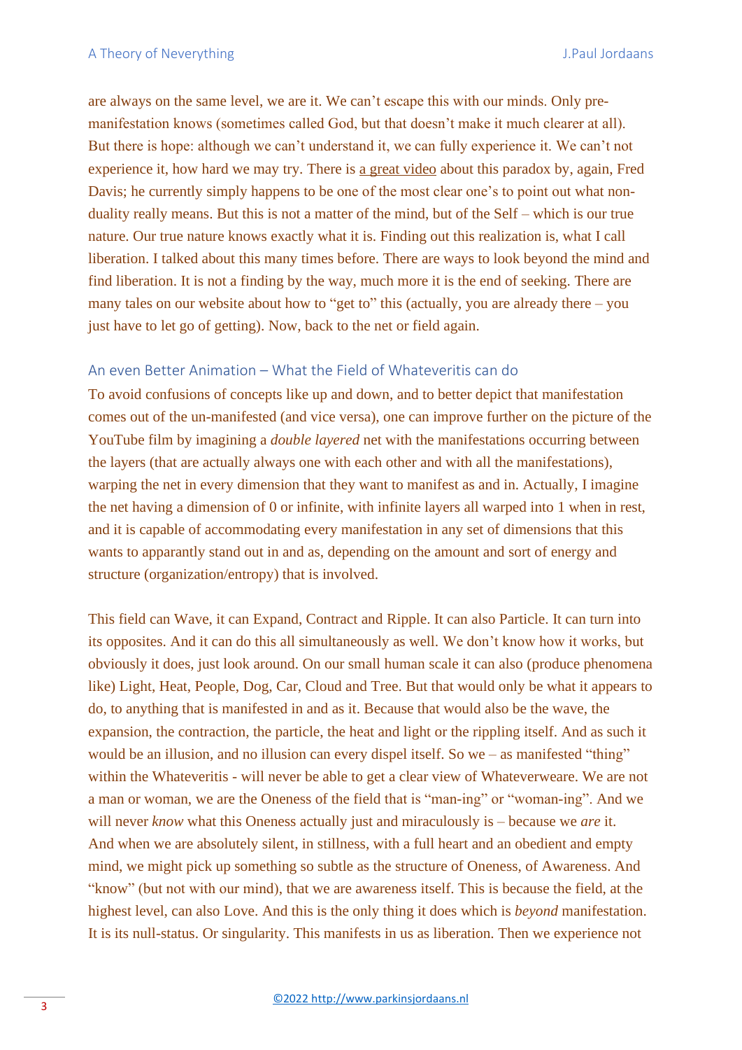are always on the same level, we are it. We can’t escape this with our minds. Only pre-manifestation knows (sometimes called God, but that doesn’t make it much clearer at all). But there is hope: although we can’t understand it, we can fully experience it. We can’t not experience it, how hard we may try. There is a great video about this paradox by, again, Fred Davis; he currently simply happens to be one of the most clear one’s to point out what non-duality really means. But this is not a matter of the mind, but of the Self – which is our true nature. Our true nature knows exactly what it is. Finding out this realization is, what I call liberation. I talked about this many times before. There are ways to look beyond the mind and find liberation. It is not a finding by the way, much more it is the end of seeking. There are many tales on our website about how to “get to” this (actually, you are already there – you just have to let go of getting). Now, back to the net or field again.

## An even Better Animation – What the Field of Whateveritis can do

To avoid confusions of concepts like up and down, and to better depict that manifestation comes out of the un-manifested (and vice versa), one can improve further on the picture of the YouTube film by imagining a *double layered* net with the manifestations occurring between the layers (that are actually always one with each other and with all the manifestations), warping the net in every dimension that they want to manifest as and in. Actually, I imagine the net having a dimension of 0 or infinite, with infinite layers all warped into 1 when in rest, and it is capable of accommodating every manifestation in any set of dimensions that this wants to apparantly stand out in and as, depending on the amount and sort of energy and structure (organization/entropy) that is involved.

This field can Wave, it can Expand, Contract and Ripple. It can also Particle. It can turn into its opposites. And it can do this all simultaneously as well. We don’t know how it works, but obviously it does, just look around. On our small human scale it can also (produce phenomena like) Light, Heat, People, Dog, Car, Cloud and Tree. But that would only be what it appears to do, to anything that is manifested in and as it. Because that would also be the wave, the expansion, the contraction, the particle, the heat and light or the rippling itself. And as such it would be an illusion, and no illusion can every dispel itself. So we – as manifested “thing” within the Whateveritis - will never be able to get a clear view of Whateverweare. We are not a man or woman, we are the Oneness of the field that is “man-ing” or “woman-ing”. And we will never *know* what this Oneness actually just and miraculously is – because we *are* it. And when we are absolutely silent, in stillness, with a full heart and an obedient and empty mind, we might pick up something so subtle as the structure of Oneness, of Awareness. And “know” (but not with our mind), that we are awareness itself. This is because the field, at the highest level, can also Love. And this is the only thing it does which is *beyond* manifestation. It is its null-status. Or singularity. This manifests in us as liberation. Then we experience not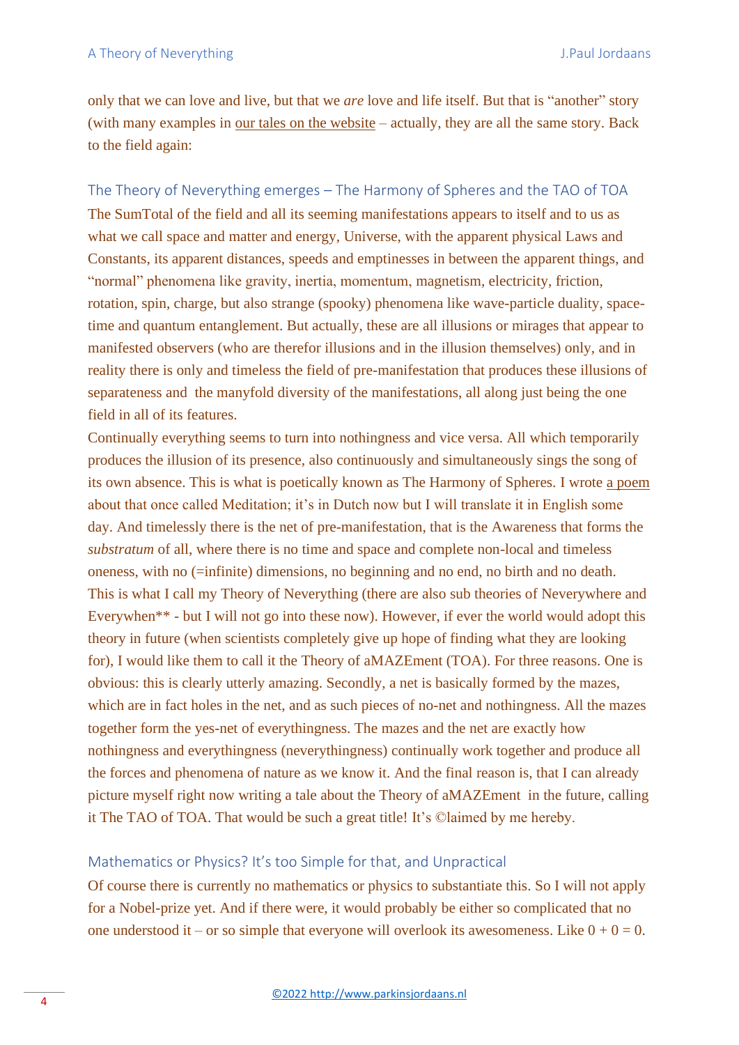only that we can love and live, but that we *are* love and life itself. But that is "another" story (with many examples in our tales on the website – actually, they are all the same story. Back to the field again:

## The Theory of Neverything emerges – The Harmony of Spheres and the TAO of TOA

The SumTotal of the field and all its seeming manifestations appears to itself and to us as what we call space and matter and energy, Universe, with the apparent physical Laws and Constants, its apparent distances, speeds and emptinesses in between the apparent things, and "normal" phenomena like gravity, inertia, momentum, magnetism, electricity, friction, rotation, spin, charge, but also strange (spooky) phenomena like wave-particle duality, space-time and quantum entanglement. But actually, these are all illusions or mirages that appear to manifested observers (who are therefor illusions and in the illusion themselves) only, and in reality there is only and timeless the field of pre-manifestation that produces these illusions of separateness and the manyfold diversity of the manifestations, all along just being the one field in all of its features.

Continually everything seems to turn into nothingness and vice versa. All which temporarily produces the illusion of its presence, also continuously and simultaneously sings the song of its own absence. This is what is poetically known as The Harmony of Spheres. I wrote a poem about that once called Meditation; it's in Dutch now but I will translate it in English some day. And timelessly there is the net of pre-manifestation, that is the Awareness that forms the *substratum* of all, where there is no time and space and complete non-local and timeless oneness, with no (=infinite) dimensions, no beginning and no end, no birth and no death. This is what I call my Theory of Neverything (there are also sub theories of Neverywhere and Everywhen** - but I will not go into these now). However, if ever the world would adopt this theory in future (when scientists completely give up hope of finding what they are looking for), I would like them to call it the Theory of aMAZEment (TOA). For three reasons. One is obvious: this is clearly utterly amazing. Secondly, a net is basically formed by the mazes, which are in fact holes in the net, and as such pieces of no-net and nothingness. All the mazes together form the yes-net of everythingness. The mazes and the net are exactly how nothingness and everythingness (neverythingness) continually work together and produce all the forces and phenomena of nature as we know it. And the final reason is, that I can already picture myself right now writing a tale about the Theory of aMAZEment in the future, calling it The TAO of TOA. That would be such a great title! It's ©laimed by me hereby.

## Mathematics or Physics? It's too Simple for that, and Unpractical

Of course there is currently no mathematics or physics to substantiate this. So I will not apply for a Nobel-prize yet. And if there were, it would probably be either so complicated that no one understood it – or so simple that everyone will overlook its awesomeness. Like $0 + 0 = 0$.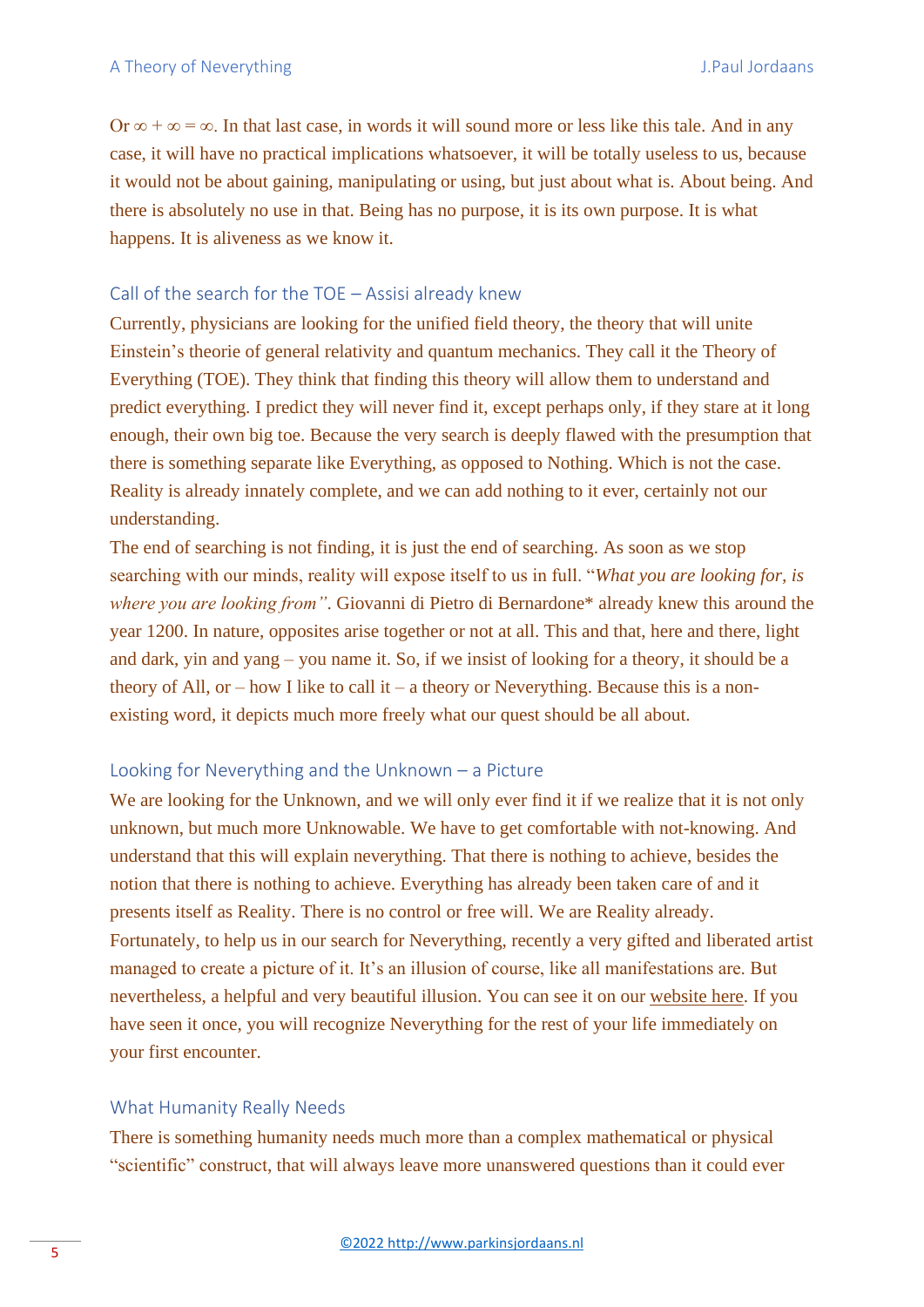Or $\infty + \infty = \infty$. In that last case, in words it will sound more or less like this tale. And in any case, it will have no practical implications whatsoever, it will be totally useless to us, because it would not be about gaining, manipulating or using, but just about what is. About being. And there is absolutely no use in that. Being has no purpose, it is its own purpose. It is what happens. It is aliveness as we know it.

## Call of the search for the TOE – Assisi already knew

Currently, physicians are looking for the unified field theory, the theory that will unite Einstein's theorie of general relativity and quantum mechanics. They call it the Theory of Everything (TOE). They think that finding this theory will allow them to understand and predict everything. I predict they will never find it, except perhaps only, if they stare at it long enough, their own big toe. Because the very search is deeply flawed with the presumption that there is something separate like Everything, as opposed to Nothing. Which is not the case. Reality is already innately complete, and we can add nothing to it ever, certainly not our understanding.

The end of searching is not finding, it is just the end of searching. As soon as we stop searching with our minds, reality will expose itself to us in full. "*What you are looking for, is where you are looking from"*. Giovanni di Pietro di Bernardone* already knew this around the year 1200. In nature, opposites arise together or not at all. This and that, here and there, light and dark, yin and yang – you name it. So, if we insist of looking for a theory, it should be a theory of All, or – how I like to call it – a theory or Neverything. Because this is a non-existing word, it depicts much more freely what our quest should be all about.

## Looking for Neverything and the Unknown – a Picture

We are looking for the Unknown, and we will only ever find it if we realize that it is not only unknown, but much more Unknowable. We have to get comfortable with not-knowing. And understand that this will explain neverything. That there is nothing to achieve, besides the notion that there is nothing to achieve. Everything has already been taken care of and it presents itself as Reality. There is no control or free will. We are Reality already.

Fortunately, to help us in our search for Neverything, recently a very gifted and liberated artist managed to create a picture of it. It's an illusion of course, like all manifestations are. But nevertheless, a helpful and very beautiful illusion. You can see it on our website here. If you have seen it once, you will recognize Neverything for the rest of your life immediately on your first encounter.

## What Humanity Really Needs

There is something humanity needs much more than a complex mathematical or physical "scientific" construct, that will always leave more unanswered questions than it could ever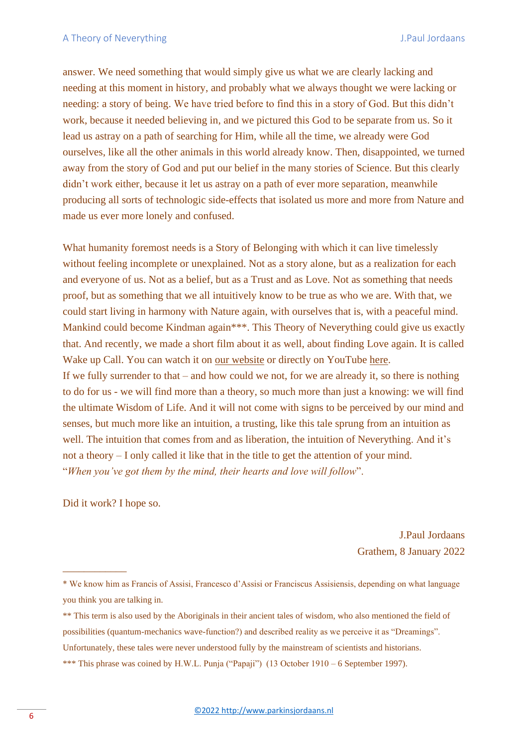answer. We need something that would simply give us what we are clearly lacking and needing at this moment in history, and probably what we always thought we were lacking or needing: a story of being. We have tried before to find this in a story of God. But this didn't work, because it needed believing in, and we pictured this God to be separate from us. So it lead us astray on a path of searching for Him, while all the time, we already were God ourselves, like all the other animals in this world already know. Then, disappointed, we turned away from the story of God and put our belief in the many stories of Science. But this clearly didn't work either, because it let us astray on a path of ever more separation, meanwhile producing all sorts of technologic side-effects that isolated us more and more from Nature and made us ever more lonely and confused.

What humanity foremost needs is a Story of Belonging with which it can live timelessly without feeling incomplete or unexplained. Not as a story alone, but as a realization for each and everyone of us. Not as a belief, but as a Trust and as Love. Not as something that needs proof, but as something that we all intuitively know to be true as who we are. With that, we could start living in harmony with Nature again, with ourselves that is, with a peaceful mind. Mankind could become Kindman again***. This Theory of Neverything could give us exactly that. And recently, we made a short film about it as well, about finding Love again. It is called Wake up Call. You can watch it on our website or directly on YouTube here.
If we fully surrender to that – and how could we not, for we are already it, so there is nothing to do for us - we will find more than a theory, so much more than just a knowing: we will find the ultimate Wisdom of Life. And it will not come with signs to be perceived by our mind and senses, but much more like an intuition, a trusting, like this tale sprung from an intuition as well. The intuition that comes from and as liberation, the intuition of Neverything. And it's not a theory – I only called it like that in the title to get the attention of your mind.
"*When you've got them by the mind, their hearts and love will follow*".

Did it work? I hope so.

J.Paul Jordaans
Grathem, 8 January 2022

---

* We know him as Francis of Assisi, Francesco d'Assisi or Franciscus Assisiensis, depending on what language you think you are talking in.

** This term is also used by the Aboriginals in their ancient tales of wisdom, who also mentioned the field of possibilities (quantum-mechanics wave-function?) and described reality as we perceive it as "Dreamings". Unfortunately, these tales were never understood fully by the mainstream of scientists and historians.

*** This phrase was coined by H.W.L. Punja ("Papaji") (13 October 1910 – 6 September 1997).

©2022 http://www.parkinsjordaans.nl